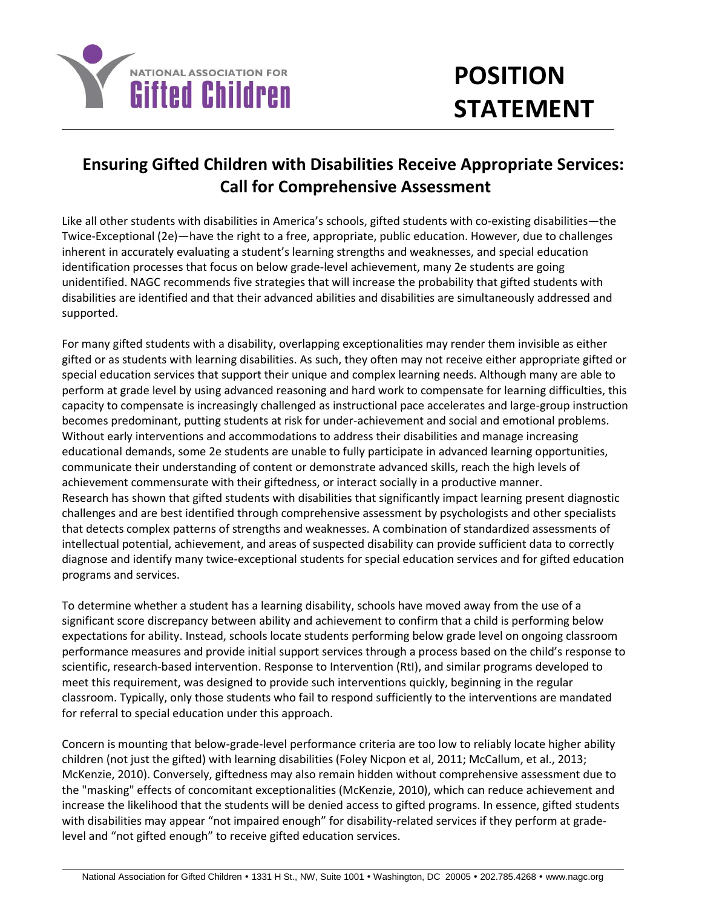# POSITION STATEMENT

## Ensuring Gifted Children with Disabilities Receive Appropriate Services: Call for Comprehensive Assessment

Like all other students with disabilities in America's schools, gifted students with co-existing disabilities—the Twice-Exceptional (2e)—have the right to a free, appropriate, public education. However, due to challenges inherent in accurately evaluating a student's learning strengths and weaknesses, and special education identification processes that focus on below grade-level achievement, many 2e students are going unidentified. NAGC recommends five strategies that will increase the probability that gifted students with disabilities are identified and that their advanced abilities and disabilities are simultaneously addressed and supported.

For many gifted students with a disability, overlapping exceptionalities may render them invisible as either gifted or as students with learning disabilities. As such, they often may not receive either appropriate gifted or special education services that support their unique and complex learning needs. Although many are able to perform at grade level by using advanced reasoning and hard work to compensate for learning difficulties, this capacity to compensate is increasingly challenged as instructional pace accelerates and large-group instruction becomes predominant, putting students at risk for under-achievement and social and emotional problems. Without early interventions and accommodations to address their disabilities and manage increasing educational demands, some 2e students are unable to fully participate in advanced learning opportunities, communicate their understanding of content or demonstrate advanced skills, reach the high levels of achievement commensurate with their giftedness, or interact socially in a productive manner. Research has shown that gifted students with disabilities that significantly impact learning present diagnostic challenges and are best identified through comprehensive assessment by psychologists and other specialists that detects complex patterns of strengths and weaknesses. A combination of standardized assessments of intellectual potential, achievement, and areas of suspected disability can provide sufficient data to correctly diagnose and identify many twice-exceptional students for special education services and for gifted education programs and services.

To determine whether a student has a learning disability, schools have moved away from the use of a significant score discrepancy between ability and achievement to confirm that a child is performing below expectations for ability. Instead, schools locate students performing below grade level on ongoing classroom performance measures and provide initial support services through a process based on the child's response to scientific, research-based intervention. Response to Intervention (RtI), and similar programs developed to meet this requirement, was designed to provide such interventions quickly, beginning in the regular classroom. Typically, only those students who fail to respond sufficiently to the interventions are mandated for referral to special education under this approach.

Concern is mounting that below-grade-level performance criteria are too low to reliably locate higher ability children (not just the gifted) with learning disabilities (Foley Nicpon et al, 2011; McCallum, et al., 2013; McKenzie, 2010). Conversely, giftedness may also remain hidden without comprehensive assessment due to the "masking" effects of concomitant exceptionalities (McKenzie, 2010), which can reduce achievement and increase the likelihood that the students will be denied access to gifted programs. In essence, gifted students with disabilities may appear "not impaired enough" for disability-related services if they perform at grade-level and "not gifted enough" to receive gifted education services.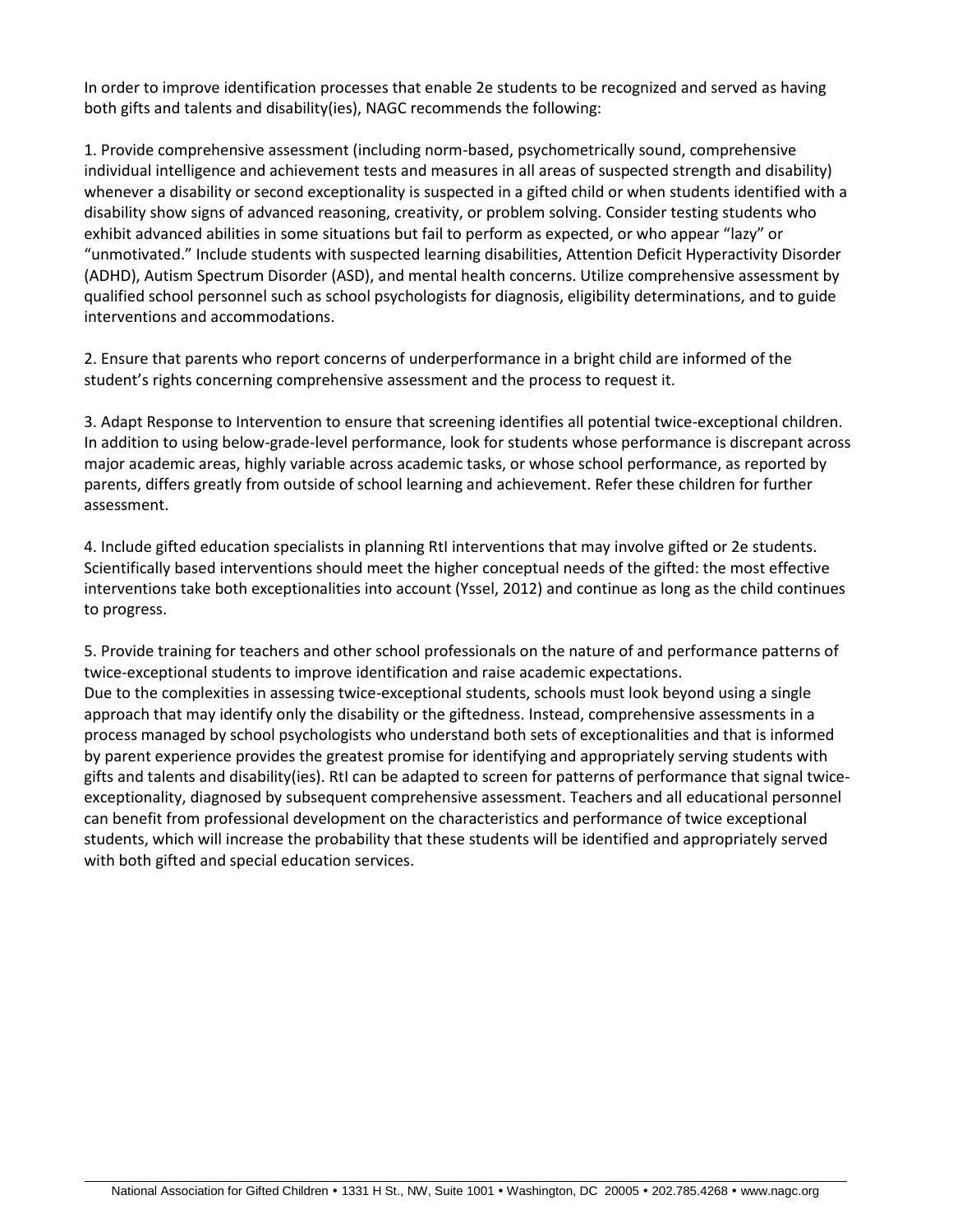In order to improve identification processes that enable 2e students to be recognized and served as having both gifts and talents and disability(ies), NAGC recommends the following:

1. Provide comprehensive assessment (including norm-based, psychometrically sound, comprehensive individual intelligence and achievement tests and measures in all areas of suspected strength and disability) whenever a disability or second exceptionality is suspected in a gifted child or when students identified with a disability show signs of advanced reasoning, creativity, or problem solving. Consider testing students who exhibit advanced abilities in some situations but fail to perform as expected, or who appear "lazy" or "unmotivated." Include students with suspected learning disabilities, Attention Deficit Hyperactivity Disorder (ADHD), Autism Spectrum Disorder (ASD), and mental health concerns. Utilize comprehensive assessment by qualified school personnel such as school psychologists for diagnosis, eligibility determinations, and to guide interventions and accommodations.

2. Ensure that parents who report concerns of underperformance in a bright child are informed of the student's rights concerning comprehensive assessment and the process to request it.

3. Adapt Response to Intervention to ensure that screening identifies all potential twice-exceptional children. In addition to using below-grade-level performance, look for students whose performance is discrepant across major academic areas, highly variable across academic tasks, or whose school performance, as reported by parents, differs greatly from outside of school learning and achievement. Refer these children for further assessment.

4. Include gifted education specialists in planning RtI interventions that may involve gifted or 2e students. Scientifically based interventions should meet the higher conceptual needs of the gifted: the most effective interventions take both exceptionalities into account (Yssel, 2012) and continue as long as the child continues to progress.

5. Provide training for teachers and other school professionals on the nature of and performance patterns of twice-exceptional students to improve identification and raise academic expectations.

Due to the complexities in assessing twice-exceptional students, schools must look beyond using a single approach that may identify only the disability or the giftedness. Instead, comprehensive assessments in a process managed by school psychologists who understand both sets of exceptionalities and that is informed by parent experience provides the greatest promise for identifying and appropriately serving students with gifts and talents and disability(ies). RtI can be adapted to screen for patterns of performance that signal twice-exceptionality, diagnosed by subsequent comprehensive assessment. Teachers and all educational personnel can benefit from professional development on the characteristics and performance of twice exceptional students, which will increase the probability that these students will be identified and appropriately served with both gifted and special education services.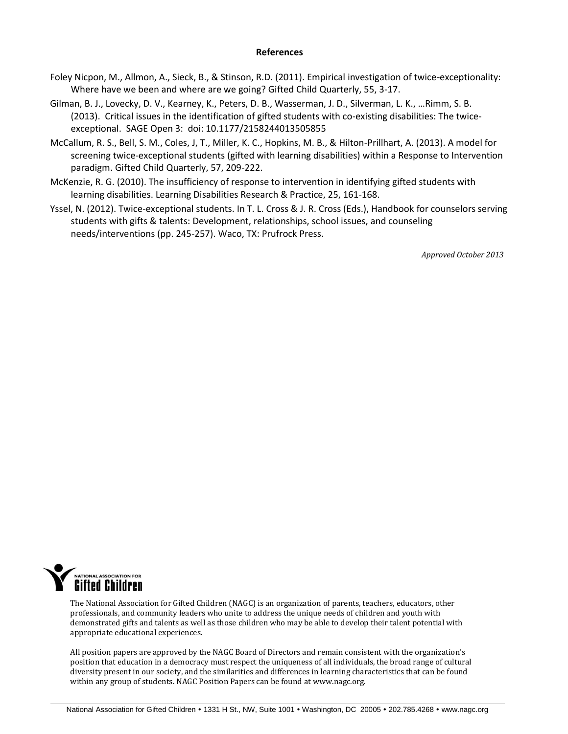## References

Foley Nicpon, M., Allmon, A., Sieck, B., & Stinson, R.D. (2011). Empirical investigation of twice-exceptionality: Where have we been and where are we going? Gifted Child Quarterly, 55, 3-17.

Gilman, B. J., Lovecky, D. V., Kearney, K., Peters, D. B., Wasserman, J. D., Silverman, L. K., …Rimm, S. B. (2013). Critical issues in the identification of gifted students with co-existing disabilities: The twice-exceptional. SAGE Open 3: doi: 10.1177/2158244013505855

McCallum, R. S., Bell, S. M., Coles, J, T., Miller, K. C., Hopkins, M. B., & Hilton-Prillhart, A. (2013). A model for screening twice-exceptional students (gifted with learning disabilities) within a Response to Intervention paradigm. Gifted Child Quarterly, 57, 209-222.

McKenzie, R. G. (2010). The insufficiency of response to intervention in identifying gifted students with learning disabilities. Learning Disabilities Research & Practice, 25, 161-168.

Yssel, N. (2012). Twice-exceptional students. In T. L. Cross & J. R. Cross (Eds.), Handbook for counselors serving students with gifts & talents: Development, relationships, school issues, and counseling needs/interventions (pp. 245-257). Waco, TX: Prufrock Press.

*Approved October 2013*

NATIONAL ASSOCIATION FOR **Gifted Children**

The National Association for Gifted Children (NAGC) is an organization of parents, teachers, educators, other professionals, and community leaders who unite to address the unique needs of children and youth with demonstrated gifts and talents as well as those children who may be able to develop their talent potential with appropriate educational experiences.

All position papers are approved by the NAGC Board of Directors and remain consistent with the organization's position that education in a democracy must respect the uniqueness of all individuals, the broad range of cultural diversity present in our society, and the similarities and differences in learning characteristics that can be found within any group of students. NAGC Position Papers can be found at www.nagc.org.

National Association for Gifted Children • 1331 H St., NW, Suite 1001 • Washington, DC 20005 • 202.785.4268 • www.nagc.org